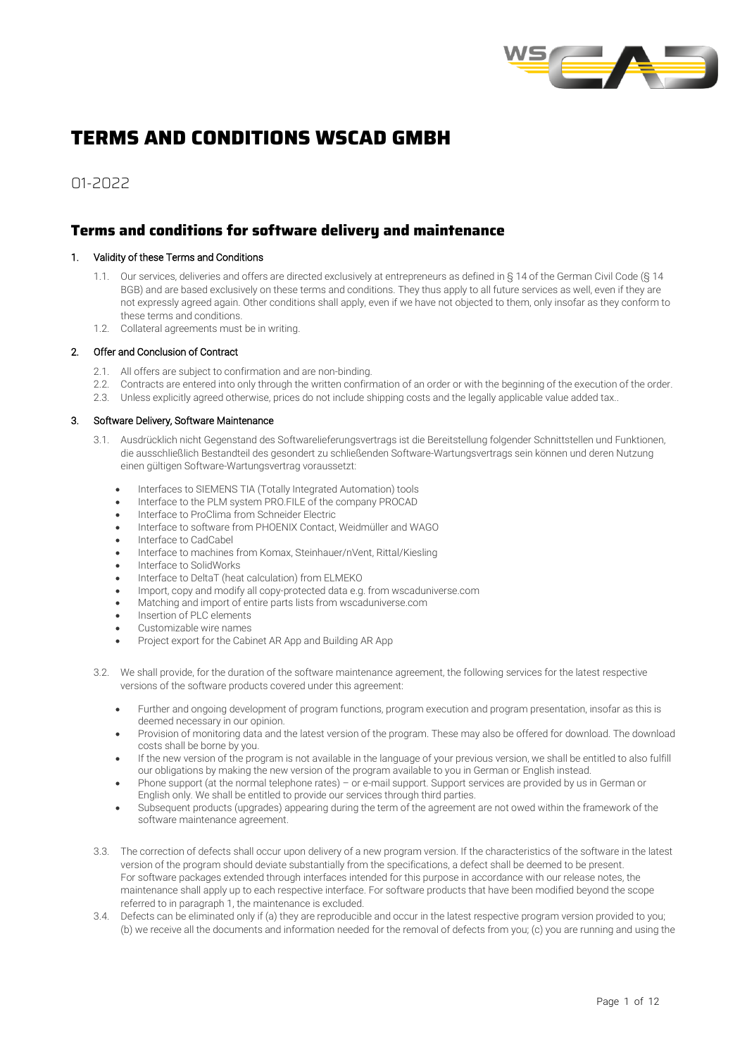# TERMS AND CONDITIONS WSCAD GMBH

01-2022

## Terms and conditions for software delivery and maintenance

### 1. Validity of these Terms and Conditions

1.1. Our services, deliveries and offers are directed exclusively at entrepreneurs as defined in § 14 of the German Civil Code (§ 14 BGB) and are based exclusively on these terms and conditions. They thus apply to all future services as well, even if they are not expressly agreed again. Other conditions shall apply, even if we have not objected to them, only insofar as they conform to these terms and conditions.

1.2. Collateral agreements must be in writing.

### 2. Offer and Conclusion of Contract

2.1. All offers are subject to confirmation and are non-binding.

2.2. Contracts are entered into only through the written confirmation of an order or with the beginning of the execution of the order.

2.3. Unless explicitly agreed otherwise, prices do not include shipping costs and the legally applicable value added tax..

### 3. Software Delivery, Software Maintenance

3.1. Ausdrücklich nicht Gegenstand des Softwarelieferungsvertrags ist die Bereitstellung folgender Schnittstellen und Funktionen, die ausschließlich Bestandteil des gesondert zu schließenden Software-Wartungsvertrags sein können und deren Nutzung einen gültigen Software-Wartungsvertrag voraussetzt:

- Interfaces to SIEMENS TIA (Totally Integrated Automation) tools
- Interface to the PLM system PRO.FILE of the company PROCAD
- Interface to ProClima from Schneider Electric
- Interface to software from PHOENIX Contact, Weidmüller and WAGO
- Interface to CadCabel
- Interface to machines from Komax, Steinhauer/nVent, Rittal/Kiesling
- Interface to SolidWorks
- Interface to DeltaT (heat calculation) from ELMEKO
- Import, copy and modify all copy-protected data e.g. from wscaduniverse.com
- Matching and import of entire parts lists from wscaduniverse.com
- Insertion of PLC elements
- Customizable wire names
- Project export for the Cabinet AR App and Building AR App

3.2. We shall provide, for the duration of the software maintenance agreement, the following services for the latest respective versions of the software products covered under this agreement:

- Further and ongoing development of program functions, program execution and program presentation, insofar as this is deemed necessary in our opinion.
- Provision of monitoring data and the latest version of the program. These may also be offered for download. The download costs shall be borne by you.
- If the new version of the program is not available in the language of your previous version, we shall be entitled to also fulfill our obligations by making the new version of the program available to you in German or English instead.
- Phone support (at the normal telephone rates) – or e-mail support. Support services are provided by us in German or English only. We shall be entitled to provide our services through third parties.
- Subsequent products (upgrades) appearing during the term of the agreement are not owed within the framework of the software maintenance agreement.

3.3. The correction of defects shall occur upon delivery of a new program version. If the characteristics of the software in the latest version of the program should deviate substantially from the specifications, a defect shall be deemed to be present.
For software packages extended through interfaces intended for this purpose in accordance with our release notes, the maintenance shall apply up to each respective interface. For software products that have been modified beyond the scope referred to in paragraph 1, the maintenance is excluded.

3.4. Defects can be eliminated only if (a) they are reproducible and occur in the latest respective program version provided to you; (b) we receive all the documents and information needed for the removal of defects from you; (c) you are running and using the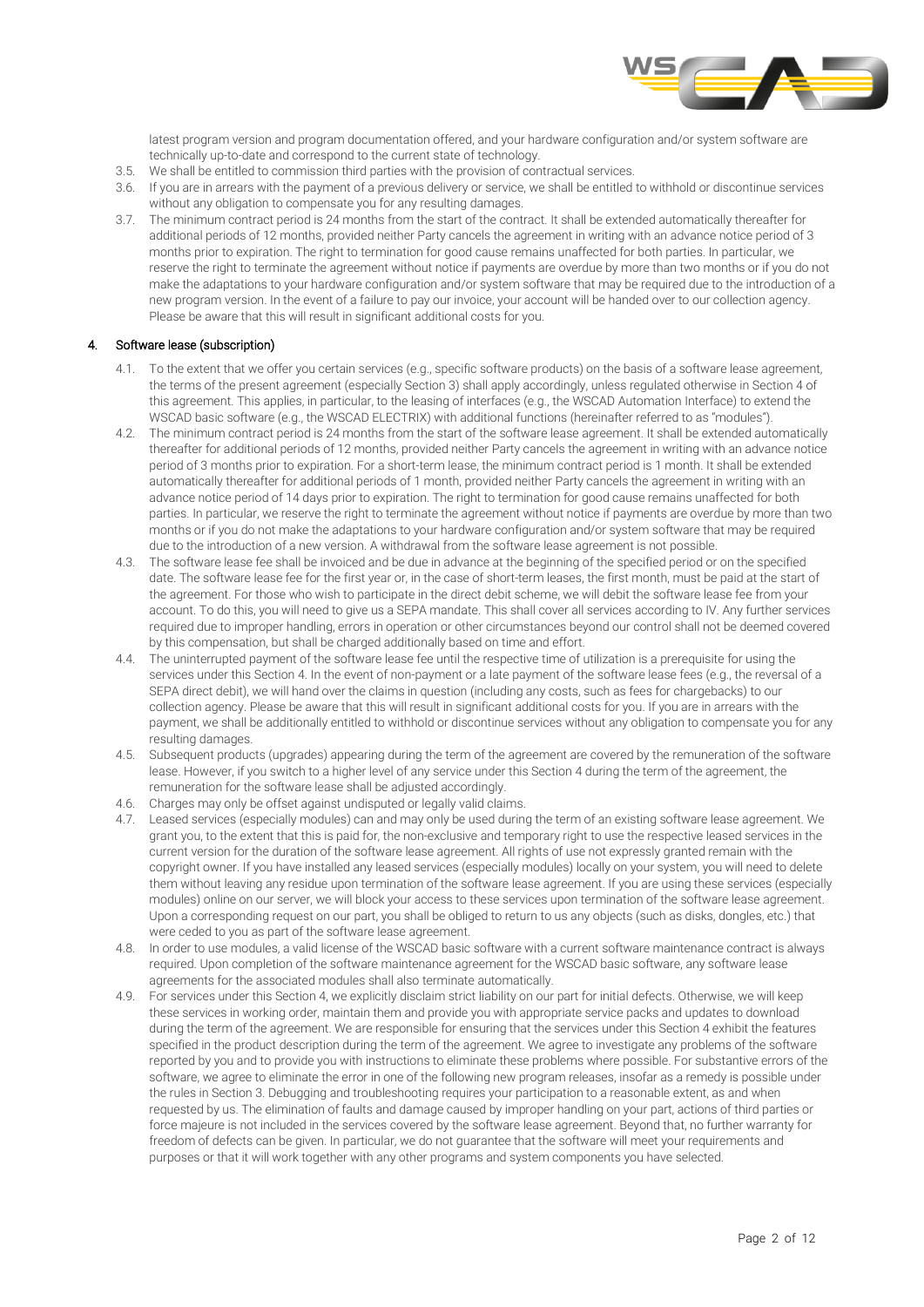latest program version and program documentation offered, and your hardware configuration and/or system software are technically up-to-date and correspond to the current state of technology.

3.5. We shall be entitled to commission third parties with the provision of contractual services.

3.6. If you are in arrears with the payment of a previous delivery or service, we shall be entitled to withhold or discontinue services without any obligation to compensate you for any resulting damages.

3.7. The minimum contract period is 24 months from the start of the contract. It shall be extended automatically thereafter for additional periods of 12 months, provided neither Party cancels the agreement in writing with an advance notice period of 3 months prior to expiration. The right to termination for good cause remains unaffected for both parties. In particular, we reserve the right to terminate the agreement without notice if payments are overdue by more than two months or if you do not make the adaptations to your hardware configuration and/or system software that may be required due to the introduction of a new program version. In the event of a failure to pay our invoice, your account will be handed over to our collection agency. Please be aware that this will result in significant additional costs for you.

## 4. Software lease (subscription)

4.1. To the extent that we offer you certain services (e.g., specific software products) on the basis of a software lease agreement, the terms of the present agreement (especially Section 3) shall apply accordingly, unless regulated otherwise in Section 4 of this agreement. This applies, in particular, to the leasing of interfaces (e.g., the WSCAD Automation Interface) to extend the WSCAD basic software (e.g., the WSCAD ELECTRIX) with additional functions (hereinafter referred to as "modules").

4.2. The minimum contract period is 24 months from the start of the software lease agreement. It shall be extended automatically thereafter for additional periods of 12 months, provided neither Party cancels the agreement in writing with an advance notice period of 3 months prior to expiration. For a short-term lease, the minimum contract period is 1 month. It shall be extended automatically thereafter for additional periods of 1 month, provided neither Party cancels the agreement in writing with an advance notice period of 14 days prior to expiration. The right to termination for good cause remains unaffected for both parties. In particular, we reserve the right to terminate the agreement without notice if payments are overdue by more than two months or if you do not make the adaptations to your hardware configuration and/or system software that may be required due to the introduction of a new version. A withdrawal from the software lease agreement is not possible.

4.3. The software lease fee shall be invoiced and be due in advance at the beginning of the specified period or on the specified date. The software lease fee for the first year or, in the case of short-term leases, the first month, must be paid at the start of the agreement. For those who wish to participate in the direct debit scheme, we will debit the software lease fee from your account. To do this, you will need to give us a SEPA mandate. This shall cover all services according to IV. Any further services required due to improper handling, errors in operation or other circumstances beyond our control shall not be deemed covered by this compensation, but shall be charged additionally based on time and effort.

4.4. The uninterrupted payment of the software lease fee until the respective time of utilization is a prerequisite for using the services under this Section 4. In the event of non-payment or a late payment of the software lease fees (e.g., the reversal of a SEPA direct debit), we will hand over the claims in question (including any costs, such as fees for chargebacks) to our collection agency. Please be aware that this will result in significant additional costs for you. If you are in arrears with the payment, we shall be additionally entitled to withhold or discontinue services without any obligation to compensate you for any resulting damages.

4.5. Subsequent products (upgrades) appearing during the term of the agreement are covered by the remuneration of the software lease. However, if you switch to a higher level of any service under this Section 4 during the term of the agreement, the remuneration for the software lease shall be adjusted accordingly.

4.6. Charges may only be offset against undisputed or legally valid claims.

4.7. Leased services (especially modules) can and may only be used during the term of an existing software lease agreement. We grant you, to the extent that this is paid for, the non-exclusive and temporary right to use the respective leased services in the current version for the duration of the software lease agreement. All rights of use not expressly granted remain with the copyright owner. If you have installed any leased services (especially modules) locally on your system, you will need to delete them without leaving any residue upon termination of the software lease agreement. If you are using these services (especially modules) online on our server, we will block your access to these services upon termination of the software lease agreement. Upon a corresponding request on our part, you shall be obliged to return to us any objects (such as disks, dongles, etc.) that were ceded to you as part of the software lease agreement.

4.8. In order to use modules, a valid license of the WSCAD basic software with a current software maintenance contract is always required. Upon completion of the software maintenance agreement for the WSCAD basic software, any software lease agreements for the associated modules shall also terminate automatically.

4.9. For services under this Section 4, we explicitly disclaim strict liability on our part for initial defects. Otherwise, we will keep these services in working order, maintain them and provide you with appropriate service packs and updates to download during the term of the agreement. We are responsible for ensuring that the services under this Section 4 exhibit the features specified in the product description during the term of the agreement. We agree to investigate any problems of the software reported by you and to provide you with instructions to eliminate these problems where possible. For substantive errors of the software, we agree to eliminate the error in one of the following new program releases, insofar as a remedy is possible under the rules in Section 3. Debugging and troubleshooting requires your participation to a reasonable extent, as and when requested by us. The elimination of faults and damage caused by improper handling on your part, actions of third parties or force majeure is not included in the services covered by the software lease agreement. Beyond that, no further warranty for freedom of defects can be given. In particular, we do not guarantee that the software will meet your requirements and purposes or that it will work together with any other programs and system components you have selected.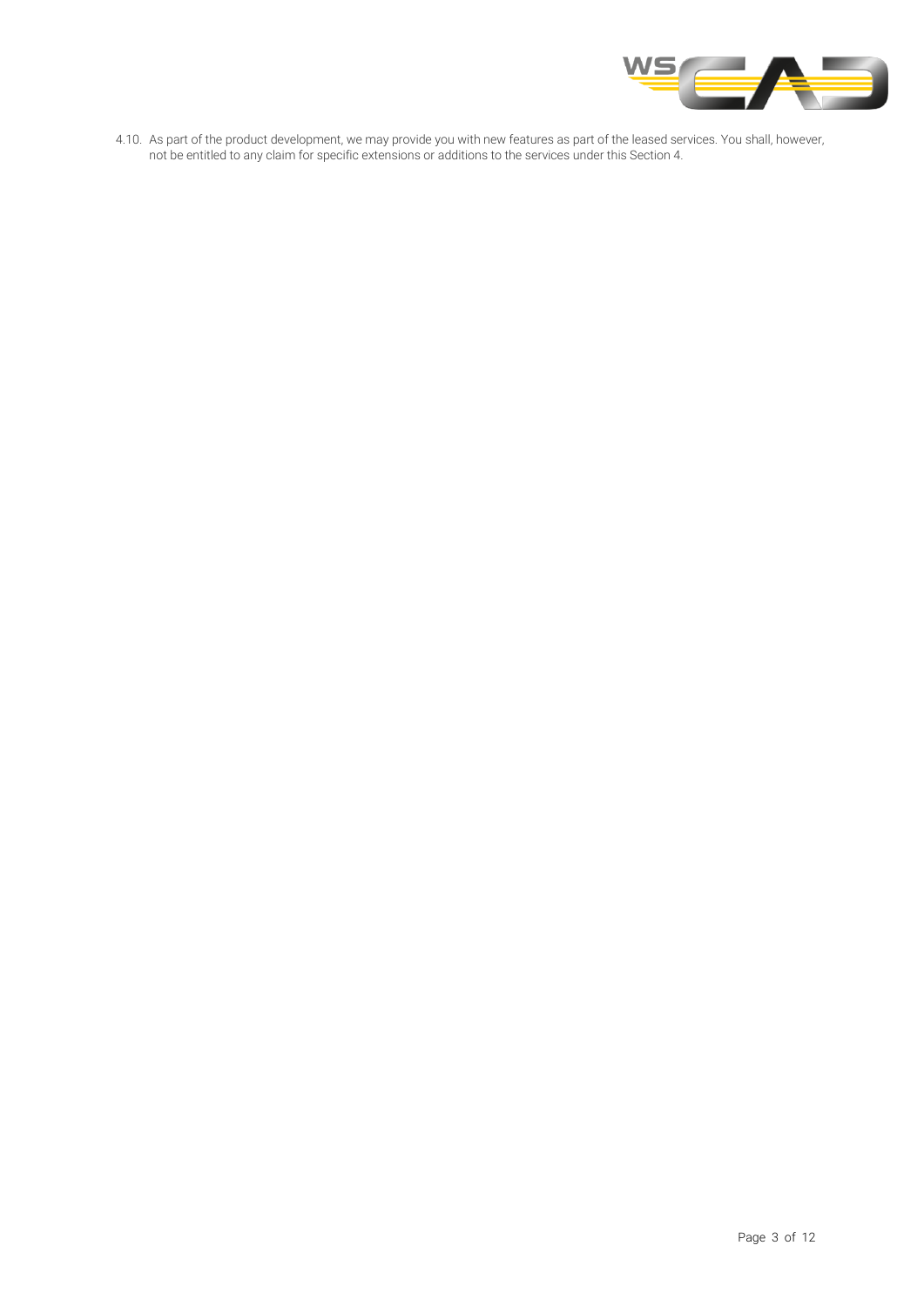4.10. As part of the product development, we may provide you with new features as part of the leased services. You shall, however, not be entitled to any claim for specific extensions or additions to the services under this Section 4.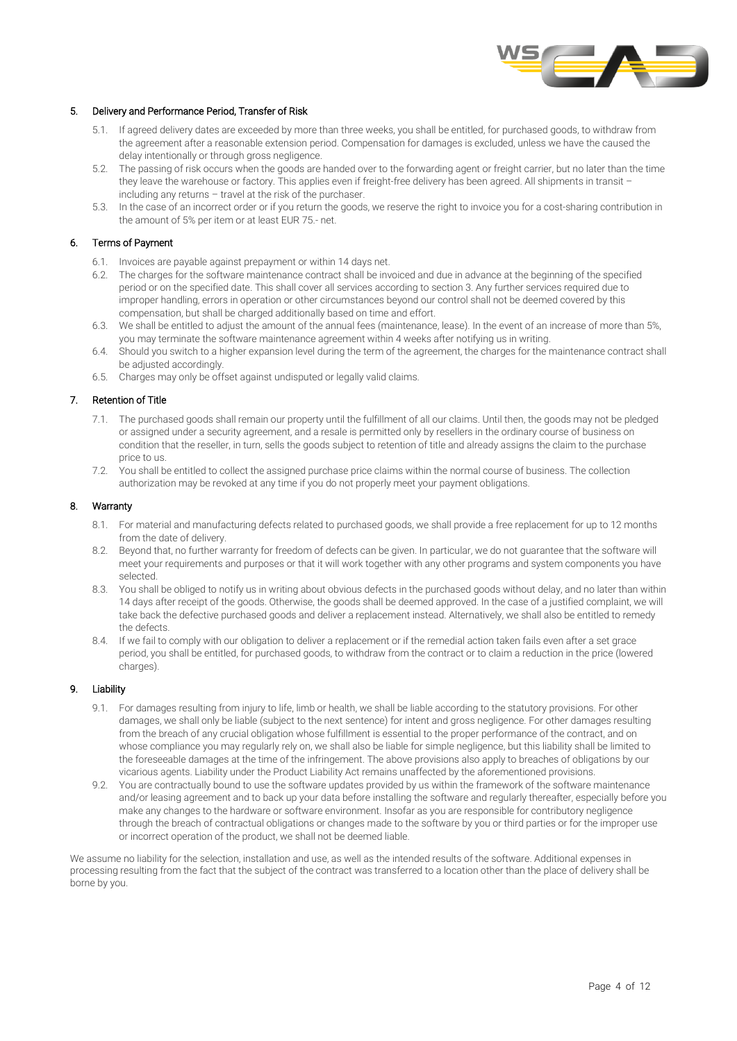## 5. Delivery and Performance Period, Transfer of Risk

5.1. If agreed delivery dates are exceeded by more than three weeks, you shall be entitled, for purchased goods, to withdraw from the agreement after a reasonable extension period. Compensation for damages is excluded, unless we have the caused the delay intentionally or through gross negligence.

5.2. The passing of risk occurs when the goods are handed over to the forwarding agent or freight carrier, but no later than the time they leave the warehouse or factory. This applies even if freight-free delivery has been agreed. All shipments in transit – including any returns – travel at the risk of the purchaser.

5.3. In the case of an incorrect order or if you return the goods, we reserve the right to invoice you for a cost-sharing contribution in the amount of 5% per item or at least EUR 75.- net.

## 6. Terms of Payment

6.1. Invoices are payable against prepayment or within 14 days net.

6.2. The charges for the software maintenance contract shall be invoiced and due in advance at the beginning of the specified period or on the specified date. This shall cover all services according to section 3. Any further services required due to improper handling, errors in operation or other circumstances beyond our control shall not be deemed covered by this compensation, but shall be charged additionally based on time and effort.

6.3. We shall be entitled to adjust the amount of the annual fees (maintenance, lease). In the event of an increase of more than 5%, you may terminate the software maintenance agreement within 4 weeks after notifying us in writing.

6.4. Should you switch to a higher expansion level during the term of the agreement, the charges for the maintenance contract shall be adjusted accordingly.

6.5. Charges may only be offset against undisputed or legally valid claims.

## 7. Retention of Title

7.1. The purchased goods shall remain our property until the fulfillment of all our claims. Until then, the goods may not be pledged or assigned under a security agreement, and a resale is permitted only by resellers in the ordinary course of business on condition that the reseller, in turn, sells the goods subject to retention of title and already assigns the claim to the purchase price to us.

7.2. You shall be entitled to collect the assigned purchase price claims within the normal course of business. The collection authorization may be revoked at any time if you do not properly meet your payment obligations.

## 8. Warranty

8.1. For material and manufacturing defects related to purchased goods, we shall provide a free replacement for up to 12 months from the date of delivery.

8.2. Beyond that, no further warranty for freedom of defects can be given. In particular, we do not guarantee that the software will meet your requirements and purposes or that it will work together with any other programs and system components you have selected.

8.3. You shall be obliged to notify us in writing about obvious defects in the purchased goods without delay, and no later than within 14 days after receipt of the goods. Otherwise, the goods shall be deemed approved. In the case of a justified complaint, we will take back the defective purchased goods and deliver a replacement instead. Alternatively, we shall also be entitled to remedy the defects.

8.4. If we fail to comply with our obligation to deliver a replacement or if the remedial action taken fails even after a set grace period, you shall be entitled, for purchased goods, to withdraw from the contract or to claim a reduction in the price (lowered charges).

## 9. Liability

9.1. For damages resulting from injury to life, limb or health, we shall be liable according to the statutory provisions. For other damages, we shall only be liable (subject to the next sentence) for intent and gross negligence. For other damages resulting from the breach of any crucial obligation whose fulfillment is essential to the proper performance of the contract, and on whose compliance you may regularly rely on, we shall also be liable for simple negligence, but this liability shall be limited to the foreseeable damages at the time of the infringement. The above provisions also apply to breaches of obligations by our vicarious agents. Liability under the Product Liability Act remains unaffected by the aforementioned provisions.

9.2. You are contractually bound to use the software updates provided by us within the framework of the software maintenance and/or leasing agreement and to back up your data before installing the software and regularly thereafter, especially before you make any changes to the hardware or software environment. Insofar as you are responsible for contributory negligence through the breach of contractual obligations or changes made to the software by you or third parties or for the improper use or incorrect operation of the product, we shall not be deemed liable.

We assume no liability for the selection, installation and use, as well as the intended results of the software. Additional expenses in processing resulting from the fact that the subject of the contract was transferred to a location other than the place of delivery shall be borne by you.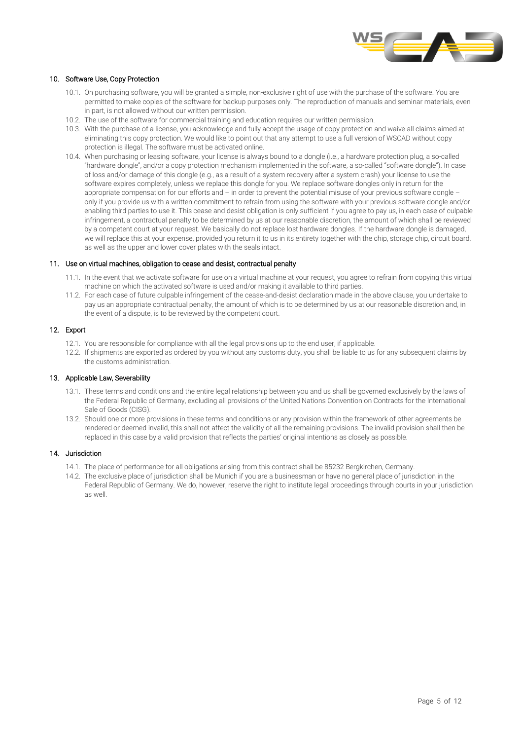## 10. Software Use, Copy Protection

10.1. On purchasing software, you will be granted a simple, non-exclusive right of use with the purchase of the software. You are permitted to make copies of the software for backup purposes only. The reproduction of manuals and seminar materials, even in part, is not allowed without our written permission.

10.2. The use of the software for commercial training and education requires our written permission.

10.3. With the purchase of a license, you acknowledge and fully accept the usage of copy protection and waive all claims aimed at eliminating this copy protection. We would like to point out that any attempt to use a full version of WSCAD without copy protection is illegal. The software must be activated online.

10.4. When purchasing or leasing software, your license is always bound to a dongle (i.e., a hardware protection plug, a so-called "hardware dongle", and/or a copy protection mechanism implemented in the software, a so-called "software dongle"). In case of loss and/or damage of this dongle (e.g., as a result of a system recovery after a system crash) your license to use the software expires completely, unless we replace this dongle for you. We replace software dongles only in return for the appropriate compensation for our efforts and – in order to prevent the potential misuse of your previous software dongle – only if you provide us with a written commitment to refrain from using the software with your previous software dongle and/or enabling third parties to use it. This cease and desist obligation is only sufficient if you agree to pay us, in each case of culpable infringement, a contractual penalty to be determined by us at our reasonable discretion, the amount of which shall be reviewed by a competent court at your request. We basically do not replace lost hardware dongles. If the hardware dongle is damaged, we will replace this at your expense, provided you return it to us in its entirety together with the chip, storage chip, circuit board, as well as the upper and lower cover plates with the seals intact.

## 11. Use on virtual machines, obligation to cease and desist, contractual penalty

11.1. In the event that we activate software for use on a virtual machine at your request, you agree to refrain from copying this virtual machine on which the activated software is used and/or making it available to third parties.

11.2. For each case of future culpable infringement of the cease-and-desist declaration made in the above clause, you undertake to pay us an appropriate contractual penalty, the amount of which is to be determined by us at our reasonable discretion and, in the event of a dispute, is to be reviewed by the competent court.

## 12. Export

12.1. You are responsible for compliance with all the legal provisions up to the end user, if applicable.

12.2. If shipments are exported as ordered by you without any customs duty, you shall be liable to us for any subsequent claims by the customs administration.

## 13. Applicable Law, Severability

13.1. These terms and conditions and the entire legal relationship between you and us shall be governed exclusively by the laws of the Federal Republic of Germany, excluding all provisions of the United Nations Convention on Contracts for the International Sale of Goods (CISG).

13.2. Should one or more provisions in these terms and conditions or any provision within the framework of other agreements be rendered or deemed invalid, this shall not affect the validity of all the remaining provisions. The invalid provision shall then be replaced in this case by a valid provision that reflects the parties' original intentions as closely as possible.

## 14. Jurisdiction

14.1. The place of performance for all obligations arising from this contract shall be 85232 Bergkirchen, Germany.

14.2. The exclusive place of jurisdiction shall be Munich if you are a businessman or have no general place of jurisdiction in the Federal Republic of Germany. We do, however, reserve the right to institute legal proceedings through courts in your jurisdiction as well.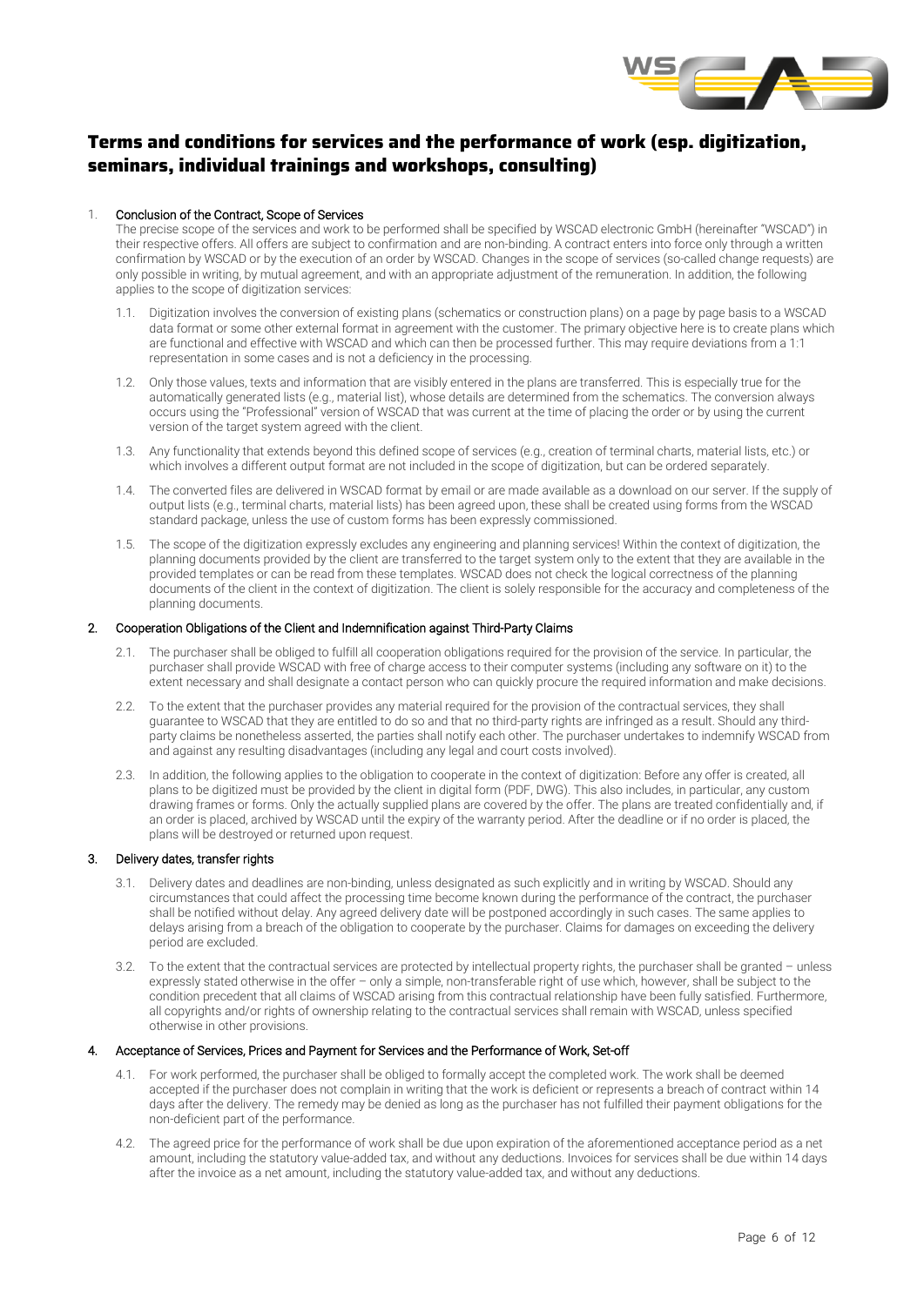# Terms and conditions for services and the performance of work (esp. digitization, seminars, individual trainings and workshops, consulting)

1. Conclusion of the Contract, Scope of Services

The precise scope of the services and work to be performed shall be specified by WSCAD electronic GmbH (hereinafter "WSCAD") in their respective offers. All offers are subject to confirmation and are non-binding. A contract enters into force only through a written confirmation by WSCAD or by the execution of an order by WSCAD. Changes in the scope of services (so-called change requests) are only possible in writing, by mutual agreement, and with an appropriate adjustment of the remuneration. In addition, the following applies to the scope of digitization services:

1.1. Digitization involves the conversion of existing plans (schematics or construction plans) on a page by page basis to a WSCAD data format or some other external format in agreement with the customer. The primary objective here is to create plans which are functional and effective with WSCAD and which can then be processed further. This may require deviations from a 1:1 representation in some cases and is not a deficiency in the processing.

1.2. Only those values, texts and information that are visibly entered in the plans are transferred. This is especially true for the automatically generated lists (e.g., material list), whose details are determined from the schematics. The conversion always occurs using the "Professional" version of WSCAD that was current at the time of placing the order or by using the current version of the target system agreed with the client.

1.3. Any functionality that extends beyond this defined scope of services (e.g., creation of terminal charts, material lists, etc.) or which involves a different output format are not included in the scope of digitization, but can be ordered separately.

1.4. The converted files are delivered in WSCAD format by email or are made available as a download on our server. If the supply of output lists (e.g., terminal charts, material lists) has been agreed upon, these shall be created using forms from the WSCAD standard package, unless the use of custom forms has been expressly commissioned.

1.5. The scope of the digitization expressly excludes any engineering and planning services! Within the context of digitization, the planning documents provided by the client are transferred to the target system only to the extent that they are available in the provided templates or can be read from these templates. WSCAD does not check the logical correctness of the planning documents of the client in the context of digitization. The client is solely responsible for the accuracy and completeness of the planning documents.

2. Cooperation Obligations of the Client and Indemnification against Third-Party Claims

2.1. The purchaser shall be obliged to fulfill all cooperation obligations required for the provision of the service. In particular, the purchaser shall provide WSCAD with free of charge access to their computer systems (including any software on it) to the extent necessary and shall designate a contact person who can quickly procure the required information and make decisions.

2.2. To the extent that the purchaser provides any material required for the provision of the contractual services, they shall guarantee to WSCAD that they are entitled to do so and that no third-party rights are infringed as a result. Should any third-party claims be nonetheless asserted, the parties shall notify each other. The purchaser undertakes to indemnify WSCAD from and against any resulting disadvantages (including any legal and court costs involved).

2.3. In addition, the following applies to the obligation to cooperate in the context of digitization: Before any offer is created, all plans to be digitized must be provided by the client in digital form (PDF, DWG). This also includes, in particular, any custom drawing frames or forms. Only the actually supplied plans are covered by the offer. The plans are treated confidentially and, if an order is placed, archived by WSCAD until the expiry of the warranty period. After the deadline or if no order is placed, the plans will be destroyed or returned upon request.

3. Delivery dates, transfer rights

3.1. Delivery dates and deadlines are non-binding, unless designated as such explicitly and in writing by WSCAD. Should any circumstances that could affect the processing time become known during the performance of the contract, the purchaser shall be notified without delay. Any agreed delivery date will be postponed accordingly in such cases. The same applies to delays arising from a breach of the obligation to cooperate by the purchaser. Claims for damages on exceeding the delivery period are excluded.

3.2. To the extent that the contractual services are protected by intellectual property rights, the purchaser shall be granted – unless expressly stated otherwise in the offer – only a simple, non-transferable right of use which, however, shall be subject to the condition precedent that all claims of WSCAD arising from this contractual relationship have been fully satisfied. Furthermore, all copyrights and/or rights of ownership relating to the contractual services shall remain with WSCAD, unless specified otherwise in other provisions.

4. Acceptance of Services, Prices and Payment for Services and the Performance of Work, Set-off

4.1. For work performed, the purchaser shall be obliged to formally accept the completed work. The work shall be deemed accepted if the purchaser does not complain in writing that the work is deficient or represents a breach of contract within 14 days after the delivery. The remedy may be denied as long as the purchaser has not fulfilled their payment obligations for the non-deficient part of the performance.

4.2. The agreed price for the performance of work shall be due upon expiration of the aforementioned acceptance period as a net amount, including the statutory value-added tax, and without any deductions. Invoices for services shall be due within 14 days after the invoice as a net amount, including the statutory value-added tax, and without any deductions.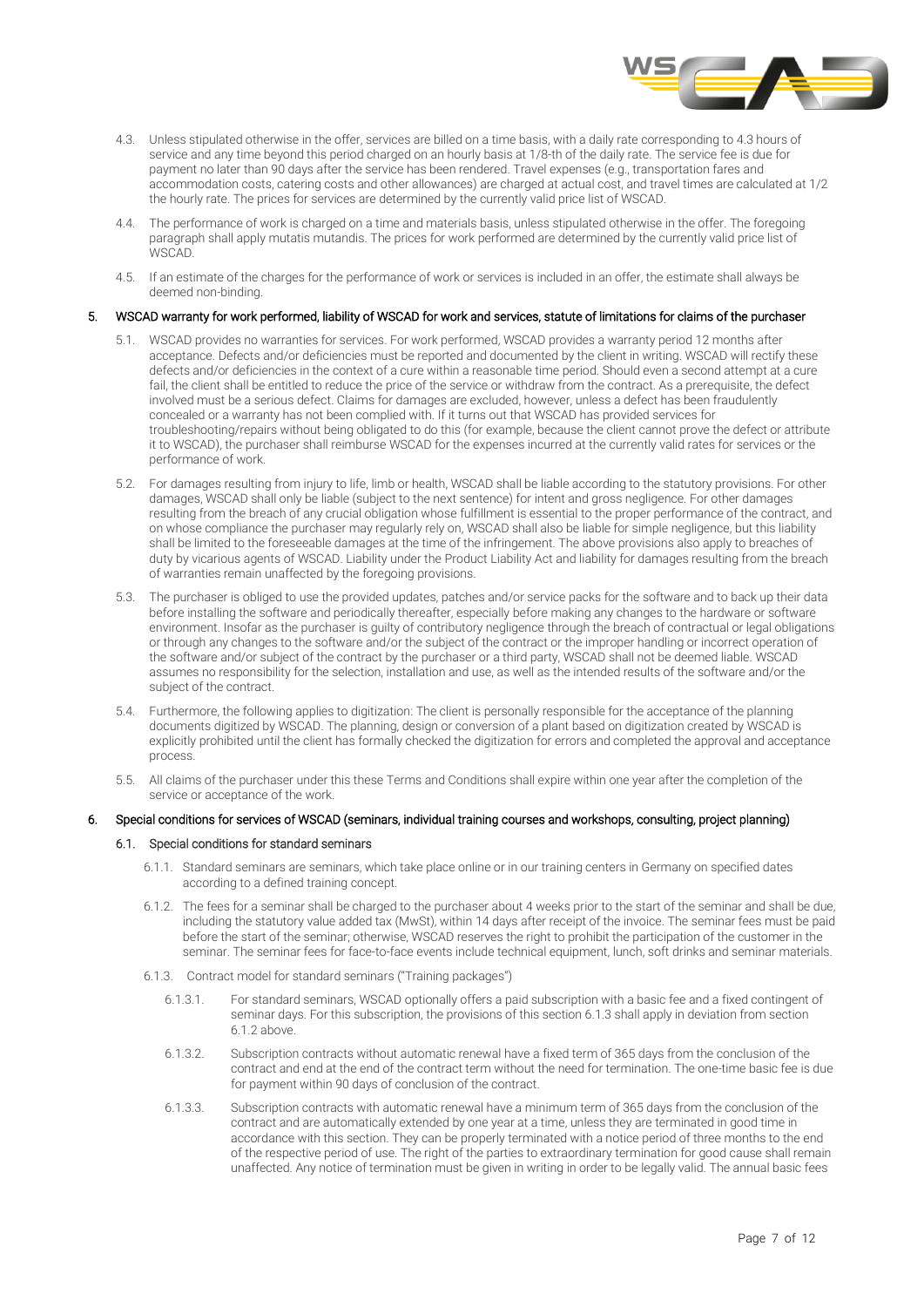4.3. Unless stipulated otherwise in the offer, services are billed on a time basis, with a daily rate corresponding to 4.3 hours of service and any time beyond this period charged on an hourly basis at 1/8-th of the daily rate. The service fee is due for payment no later than 90 days after the service has been rendered. Travel expenses (e.g., transportation fares and accommodation costs, catering costs and other allowances) are charged at actual cost, and travel times are calculated at 1/2 the hourly rate. The prices for services are determined by the currently valid price list of WSCAD.

4.4. The performance of work is charged on a time and materials basis, unless stipulated otherwise in the offer. The foregoing paragraph shall apply mutatis mutandis. The prices for work performed are determined by the currently valid price list of WSCAD.

4.5. If an estimate of the charges for the performance of work or services is included in an offer, the estimate shall always be deemed non-binding.

## 5. WSCAD warranty for work performed, liability of WSCAD for work and services, statute of limitations for claims of the purchaser

5.1. WSCAD provides no warranties for services. For work performed, WSCAD provides a warranty period 12 months after acceptance. Defects and/or deficiencies must be reported and documented by the client in writing. WSCAD will rectify these defects and/or deficiencies in the context of a cure within a reasonable time period. Should even a second attempt at a cure fail, the client shall be entitled to reduce the price of the service or withdraw from the contract. As a prerequisite, the defect involved must be a serious defect. Claims for damages are excluded, however, unless a defect has been fraudulently concealed or a warranty has not been complied with. If it turns out that WSCAD has provided services for troubleshooting/repairs without being obligated to do this (for example, because the client cannot prove the defect or attribute it to WSCAD), the purchaser shall reimburse WSCAD for the expenses incurred at the currently valid rates for services or the performance of work.

5.2. For damages resulting from injury to life, limb or health, WSCAD shall be liable according to the statutory provisions. For other damages, WSCAD shall only be liable (subject to the next sentence) for intent and gross negligence. For other damages resulting from the breach of any crucial obligation whose fulfillment is essential to the proper performance of the contract, and on whose compliance the purchaser may regularly rely on, WSCAD shall also be liable for simple negligence, but this liability shall be limited to the foreseeable damages at the time of the infringement. The above provisions also apply to breaches of duty by vicarious agents of WSCAD. Liability under the Product Liability Act and liability for damages resulting from the breach of warranties remain unaffected by the foregoing provisions.

5.3. The purchaser is obliged to use the provided updates, patches and/or service packs for the software and to back up their data before installing the software and periodically thereafter, especially before making any changes to the hardware or software environment. Insofar as the purchaser is guilty of contributory negligence through the breach of contractual or legal obligations or through any changes to the software and/or the subject of the contract or the improper handling or incorrect operation of the software and/or subject of the contract by the purchaser or a third party, WSCAD shall not be deemed liable. WSCAD assumes no responsibility for the selection, installation and use, as well as the intended results of the software and/or the subject of the contract.

5.4. Furthermore, the following applies to digitization: The client is personally responsible for the acceptance of the planning documents digitized by WSCAD. The planning, design or conversion of a plant based on digitization created by WSCAD is explicitly prohibited until the client has formally checked the digitization for errors and completed the approval and acceptance process.

5.5. All claims of the purchaser under this these Terms and Conditions shall expire within one year after the completion of the service or acceptance of the work.

## 6. Special conditions for services of WSCAD (seminars, individual training courses and workshops, consulting, project planning)

### 6.1. Special conditions for standard seminars

6.1.1. Standard seminars are seminars, which take place online or in our training centers in Germany on specified dates according to a defined training concept.

6.1.2. The fees for a seminar shall be charged to the purchaser about 4 weeks prior to the start of the seminar and shall be due, including the statutory value added tax (MwSt), within 14 days after receipt of the invoice. The seminar fees must be paid before the start of the seminar; otherwise, WSCAD reserves the right to prohibit the participation of the customer in the seminar. The seminar fees for face-to-face events include technical equipment, lunch, soft drinks and seminar materials.

6.1.3. Contract model for standard seminars ("Training packages")

6.1.3.1. For standard seminars, WSCAD optionally offers a paid subscription with a basic fee and a fixed contingent of seminar days. For this subscription, the provisions of this section 6.1.3 shall apply in deviation from section 6.1.2 above.

6.1.3.2. Subscription contracts without automatic renewal have a fixed term of 365 days from the conclusion of the contract and end at the end of the contract term without the need for termination. The one-time basic fee is due for payment within 90 days of conclusion of the contract.

6.1.3.3. Subscription contracts with automatic renewal have a minimum term of 365 days from the conclusion of the contract and are automatically extended by one year at a time, unless they are terminated in good time in accordance with this section. They can be properly terminated with a notice period of three months to the end of the respective period of use. The right of the parties to extraordinary termination for good cause shall remain unaffected. Any notice of termination must be given in writing in order to be legally valid. The annual basic fees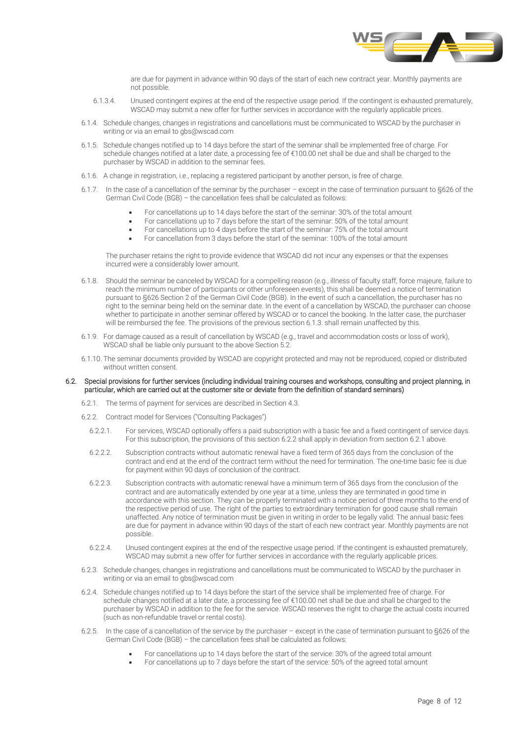are due for payment in advance within 90 days of the start of each new contract year. Monthly payments are not possible.

6.1.3.4. Unused contingent expires at the end of the respective usage period. If the contingent is exhausted prematurely, WSCAD may submit a new offer for further services in accordance with the regularly applicable prices.

6.1.4. Schedule changes, changes in registrations and cancellations must be communicated to WSCAD by the purchaser in writing or via an email to gbs@wscad.com

6.1.5. Schedule changes notified up to 14 days before the start of the seminar shall be implemented free of charge. For schedule changes notified at a later date, a processing fee of €100.00 net shall be due and shall be charged to the purchaser by WSCAD in addition to the seminar fees.

6.1.6. A change in registration, i.e., replacing a registered participant by another person, is free of charge.

6.1.7. In the case of a cancellation of the seminar by the purchaser – except in the case of termination pursuant to §626 of the German Civil Code (BGB) – the cancellation fees shall be calculated as follows:

- For cancellations up to 14 days before the start of the seminar: 30% of the total amount
- For cancellations up to 7 days before the start of the seminar: 50% of the total amount
- For cancellations up to 4 days before the start of the seminar: 75% of the total amount
- For cancellation from 3 days before the start of the seminar: 100% of the total amount

The purchaser retains the right to provide evidence that WSCAD did not incur any expenses or that the expenses incurred were a considerably lower amount.

6.1.8. Should the seminar be canceled by WSCAD for a compelling reason (e.g., illness of faculty staff, force majeure, failure to reach the minimum number of participants or other unforeseen events), this shall be deemed a notice of termination pursuant to §626 Section 2 of the German Civil Code (BGB). In the event of such a cancellation, the purchaser has no right to the seminar being held on the seminar date. In the event of a cancellation by WSCAD, the purchaser can choose whether to participate in another seminar offered by WSCAD or to cancel the booking. In the latter case, the purchaser will be reimbursed the fee. The provisions of the previous section 6.1.3. shall remain unaffected by this.

6.1.9. For damage caused as a result of cancellation by WSCAD (e.g., travel and accommodation costs or loss of work), WSCAD shall be liable only pursuant to the above Section 5.2.

6.1.10. The seminar documents provided by WSCAD are copyright protected and may not be reproduced, copied or distributed without written consent.

**6.2. Special provisions for further services (including individual training courses and workshops, consulting and project planning, in particular, which are carried out at the customer site or deviate from the definition of standard seminars)**

6.2.1. The terms of payment for services are described in Section 4.3.

6.2.2. Contract model for Services ("Consulting Packages")

6.2.2.1. For services, WSCAD optionally offers a paid subscription with a basic fee and a fixed contingent of service days. For this subscription, the provisions of this section 6.2.2 shall apply in deviation from section 6.2.1 above.

6.2.2.2. Subscription contracts without automatic renewal have a fixed term of 365 days from the conclusion of the contract and end at the end of the contract term without the need for termination. The one-time basic fee is due for payment within 90 days of conclusion of the contract.

6.2.2.3. Subscription contracts with automatic renewal have a minimum term of 365 days from the conclusion of the contract and are automatically extended by one year at a time, unless they are terminated in good time in accordance with this section. They can be properly terminated with a notice period of three months to the end of the respective period of use. The right of the parties to extraordinary termination for good cause shall remain unaffected. Any notice of termination must be given in writing in order to be legally valid. The annual basic fees are due for payment in advance within 90 days of the start of each new contract year. Monthly payments are not possible.

6.2.2.4. Unused contingent expires at the end of the respective usage period. If the contingent is exhausted prematurely, WSCAD may submit a new offer for further services in accordance with the regularly applicable prices.

6.2.3. Schedule changes, changes in registrations and cancellations must be communicated to WSCAD by the purchaser in writing or via an email to gbs@wscad.com

6.2.4. Schedule changes notified up to 14 days before the start of the service shall be implemented free of charge. For schedule changes notified at a later date, a processing fee of €100.00 net shall be due and shall be charged to the purchaser by WSCAD in addition to the fee for the service. WSCAD reserves the right to charge the actual costs incurred (such as non-refundable travel or rental costs).

6.2.5. In the case of a cancellation of the service by the purchaser – except in the case of termination pursuant to §626 of the German Civil Code (BGB) – the cancellation fees shall be calculated as follows:

- For cancellations up to 14 days before the start of the service: 30% of the agreed total amount
- For cancellations up to 7 days before the start of the service: 50% of the agreed total amount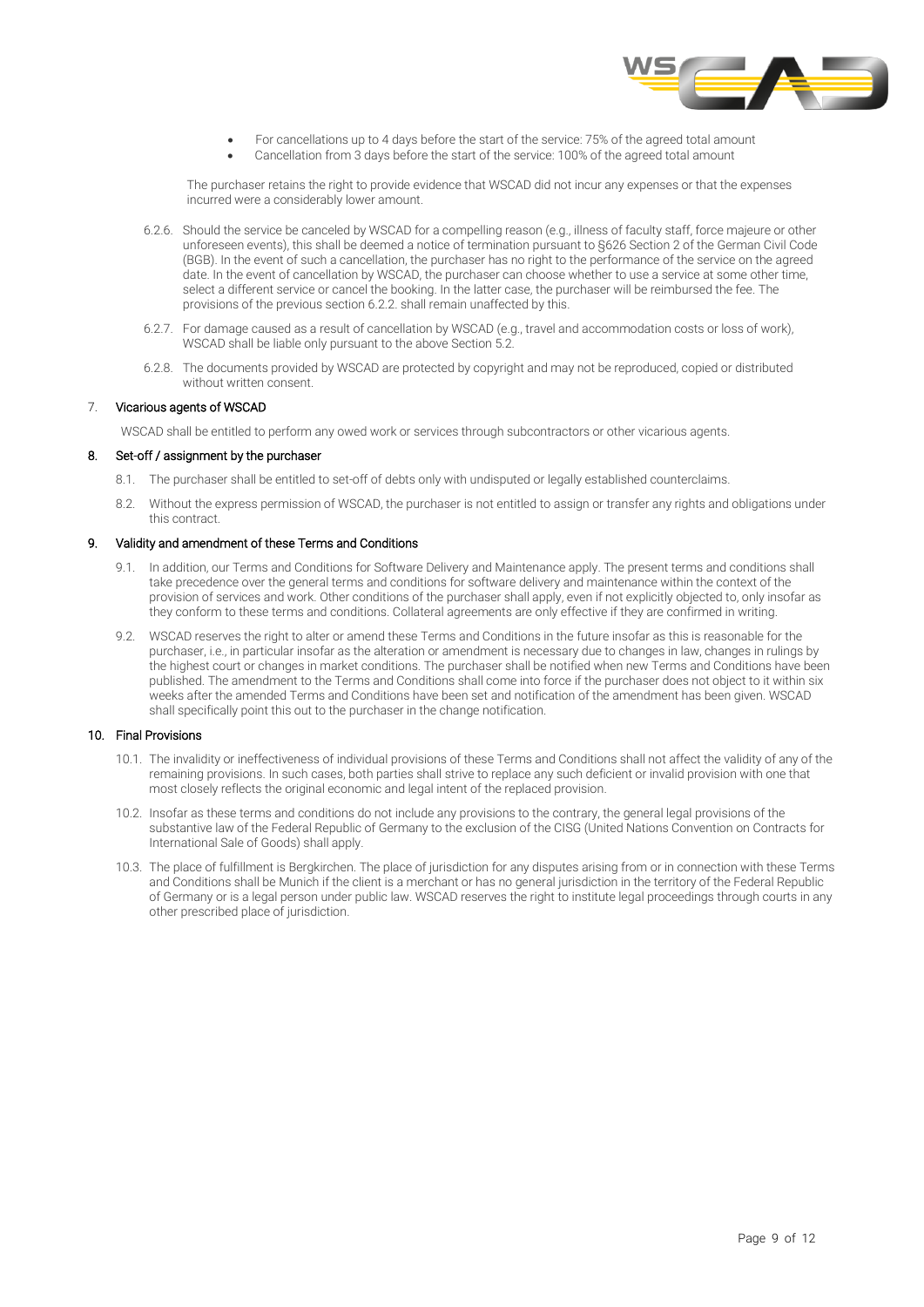- For cancellations up to 4 days before the start of the service: 75% of the agreed total amount
- Cancellation from 3 days before the start of the service: 100% of the agreed total amount

The purchaser retains the right to provide evidence that WSCAD did not incur any expenses or that the expenses incurred were a considerably lower amount.

6.2.6. Should the service be canceled by WSCAD for a compelling reason (e.g., illness of faculty staff, force majeure or other unforeseen events), this shall be deemed a notice of termination pursuant to §626 Section 2 of the German Civil Code (BGB). In the event of such a cancellation, the purchaser has no right to the performance of the service on the agreed date. In the event of cancellation by WSCAD, the purchaser can choose whether to use a service at some other time, select a different service or cancel the booking. In the latter case, the purchaser will be reimbursed the fee. The provisions of the previous section 6.2.2. shall remain unaffected by this.

6.2.7. For damage caused as a result of cancellation by WSCAD (e.g., travel and accommodation costs or loss of work), WSCAD shall be liable only pursuant to the above Section 5.2.

6.2.8. The documents provided by WSCAD are protected by copyright and may not be reproduced, copied or distributed without written consent.

## 7. Vicarious agents of WSCAD

WSCAD shall be entitled to perform any owed work or services through subcontractors or other vicarious agents.

## 8. Set-off / assignment by the purchaser

8.1. The purchaser shall be entitled to set-off of debts only with undisputed or legally established counterclaims.

8.2. Without the express permission of WSCAD, the purchaser is not entitled to assign or transfer any rights and obligations under this contract.

## 9. Validity and amendment of these Terms and Conditions

9.1. In addition, our Terms and Conditions for Software Delivery and Maintenance apply. The present terms and conditions shall take precedence over the general terms and conditions for software delivery and maintenance within the context of the provision of services and work. Other conditions of the purchaser shall apply, even if not explicitly objected to, only insofar as they conform to these terms and conditions. Collateral agreements are only effective if they are confirmed in writing.

9.2. WSCAD reserves the right to alter or amend these Terms and Conditions in the future insofar as this is reasonable for the purchaser, i.e., in particular insofar as the alteration or amendment is necessary due to changes in law, changes in rulings by the highest court or changes in market conditions. The purchaser shall be notified when new Terms and Conditions have been published. The amendment to the Terms and Conditions shall come into force if the purchaser does not object to it within six weeks after the amended Terms and Conditions have been set and notification of the amendment has been given. WSCAD shall specifically point this out to the purchaser in the change notification.

## 10. Final Provisions

10.1. The invalidity or ineffectiveness of individual provisions of these Terms and Conditions shall not affect the validity of any of the remaining provisions. In such cases, both parties shall strive to replace any such deficient or invalid provision with one that most closely reflects the original economic and legal intent of the replaced provision.

10.2. Insofar as these terms and conditions do not include any provisions to the contrary, the general legal provisions of the substantive law of the Federal Republic of Germany to the exclusion of the CISG (United Nations Convention on Contracts for International Sale of Goods) shall apply.

10.3. The place of fulfillment is Bergkirchen. The place of jurisdiction for any disputes arising from or in connection with these Terms and Conditions shall be Munich if the client is a merchant or has no general jurisdiction in the territory of the Federal Republic of Germany or is a legal person under public law. WSCAD reserves the right to institute legal proceedings through courts in any other prescribed place of jurisdiction.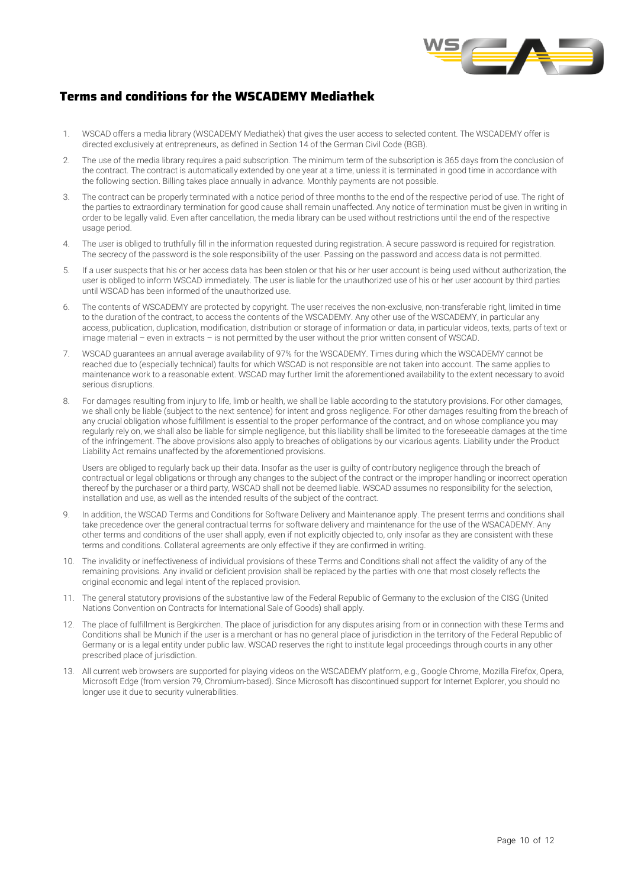# Terms and conditions for the WSCADEMY Mediathek

1. WSCAD offers a media library (WSCADEMY Mediathek) that gives the user access to selected content. The WSCADEMY offer is directed exclusively at entrepreneurs, as defined in Section 14 of the German Civil Code (BGB).

2. The use of the media library requires a paid subscription. The minimum term of the subscription is 365 days from the conclusion of the contract. The contract is automatically extended by one year at a time, unless it is terminated in good time in accordance with the following section. Billing takes place annually in advance. Monthly payments are not possible.

3. The contract can be properly terminated with a notice period of three months to the end of the respective period of use. The right of the parties to extraordinary termination for good cause shall remain unaffected. Any notice of termination must be given in writing in order to be legally valid. Even after cancellation, the media library can be used without restrictions until the end of the respective usage period.

4. The user is obliged to truthfully fill in the information requested during registration. A secure password is required for registration. The secrecy of the password is the sole responsibility of the user. Passing on the password and access data is not permitted.

5. If a user suspects that his or her access data has been stolen or that his or her user account is being used without authorization, the user is obliged to inform WSCAD immediately. The user is liable for the unauthorized use of his or her user account by third parties until WSCAD has been informed of the unauthorized use.

6. The contents of WSCADEMY are protected by copyright. The user receives the non-exclusive, non-transferable right, limited in time to the duration of the contract, to access the contents of the WSCADEMY. Any other use of the WSCADEMY, in particular any access, publication, duplication, modification, distribution or storage of information or data, in particular videos, texts, parts of text or image material – even in extracts – is not permitted by the user without the prior written consent of WSCAD.

7. WSCAD guarantees an annual average availability of 97% for the WSCADEMY. Times during which the WSCADEMY cannot be reached due to (especially technical) faults for which WSCAD is not responsible are not taken into account. The same applies to maintenance work to a reasonable extent. WSCAD may further limit the aforementioned availability to the extent necessary to avoid serious disruptions.

8. For damages resulting from injury to life, limb or health, we shall be liable according to the statutory provisions. For other damages, we shall only be liable (subject to the next sentence) for intent and gross negligence. For other damages resulting from the breach of any crucial obligation whose fulfillment is essential to the proper performance of the contract, and on whose compliance you may regularly rely on, we shall also be liable for simple negligence, but this liability shall be limited to the foreseeable damages at the time of the infringement. The above provisions also apply to breaches of obligations by our vicarious agents. Liability under the Product Liability Act remains unaffected by the aforementioned provisions.

   Users are obliged to regularly back up their data. Insofar as the user is guilty of contributory negligence through the breach of contractual or legal obligations or through any changes to the subject of the contract or the improper handling or incorrect operation thereof by the purchaser or a third party, WSCAD shall not be deemed liable. WSCAD assumes no responsibility for the selection, installation and use, as well as the intended results of the subject of the contract.

9. In addition, the WSCAD Terms and Conditions for Software Delivery and Maintenance apply. The present terms and conditions shall take precedence over the general contractual terms for software delivery and maintenance for the use of the WSACADEMY. Any other terms and conditions of the user shall apply, even if not explicitly objected to, only insofar as they are consistent with these terms and conditions. Collateral agreements are only effective if they are confirmed in writing.

10. The invalidity or ineffectiveness of individual provisions of these Terms and Conditions shall not affect the validity of any of the remaining provisions. Any invalid or deficient provision shall be replaced by the parties with one that most closely reflects the original economic and legal intent of the replaced provision.

11. The general statutory provisions of the substantive law of the Federal Republic of Germany to the exclusion of the CISG (United Nations Convention on Contracts for International Sale of Goods) shall apply.

12. The place of fulfillment is Bergkirchen. The place of jurisdiction for any disputes arising from or in connection with these Terms and Conditions shall be Munich if the user is a merchant or has no general place of jurisdiction in the territory of the Federal Republic of Germany or is a legal entity under public law. WSCAD reserves the right to institute legal proceedings through courts in any other prescribed place of jurisdiction.

13. All current web browsers are supported for playing videos on the WSCADEMY platform, e.g., Google Chrome, Mozilla Firefox, Opera, Microsoft Edge (from version 79, Chromium-based). Since Microsoft has discontinued support for Internet Explorer, you should no longer use it due to security vulnerabilities.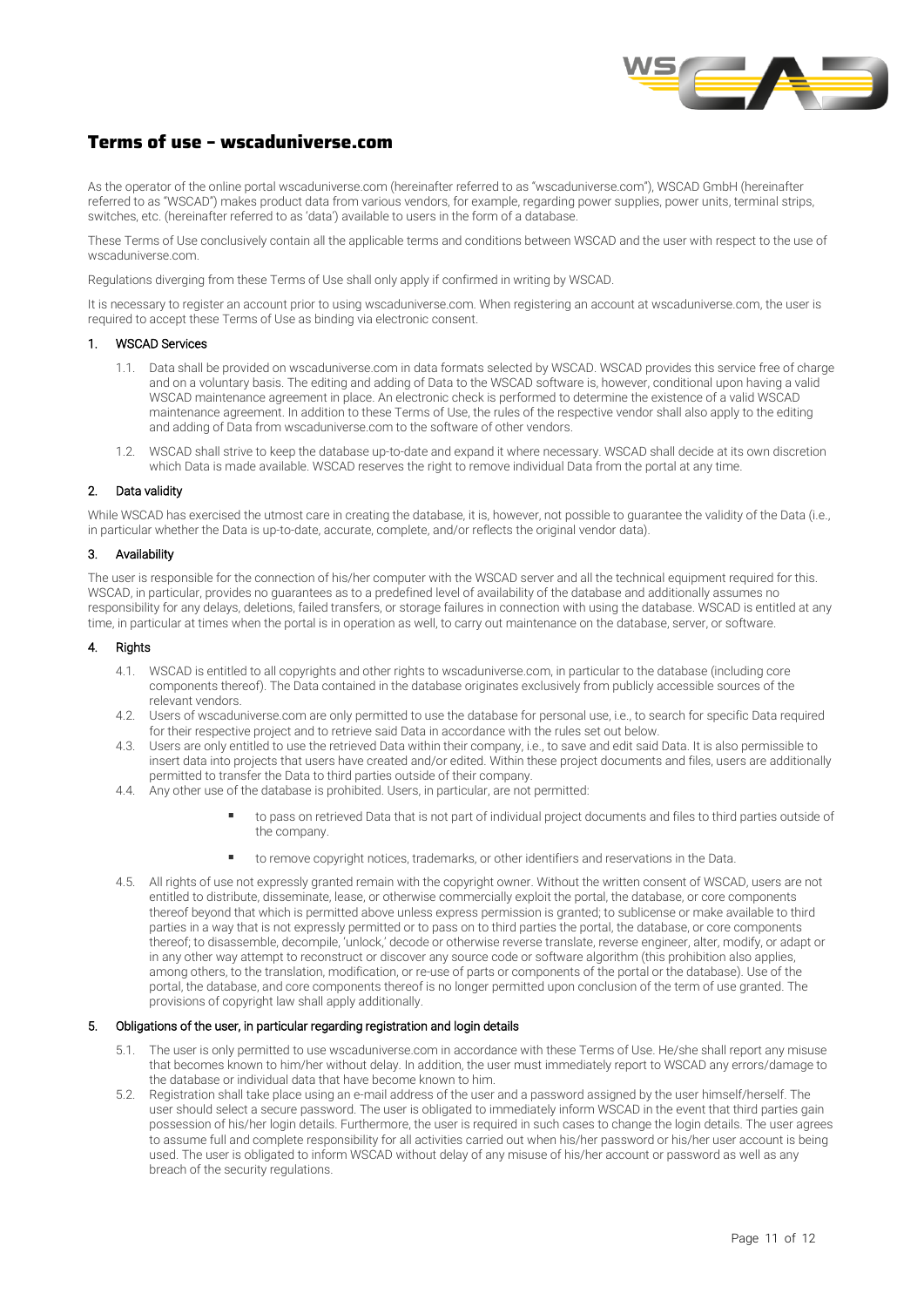# Terms of use – wscaduniverse.com

As the operator of the online portal wscaduniverse.com (hereinafter referred to as "wscaduniverse.com"), WSCAD GmbH (hereinafter referred to as "WSCAD") makes product data from various vendors, for example, regarding power supplies, power units, terminal strips, switches, etc. (hereinafter referred to as 'data') available to users in the form of a database.

These Terms of Use conclusively contain all the applicable terms and conditions between WSCAD and the user with respect to the use of wscaduniverse.com.

Regulations diverging from these Terms of Use shall only apply if confirmed in writing by WSCAD.

It is necessary to register an account prior to using wscaduniverse.com. When registering an account at wscaduniverse.com, the user is required to accept these Terms of Use as binding via electronic consent.

## 1. WSCAD Services

1.1. Data shall be provided on wscaduniverse.com in data formats selected by WSCAD. WSCAD provides this service free of charge and on a voluntary basis. The editing and adding of Data to the WSCAD software is, however, conditional upon having a valid WSCAD maintenance agreement in place. An electronic check is performed to determine the existence of a valid WSCAD maintenance agreement. In addition to these Terms of Use, the rules of the respective vendor shall also apply to the editing and adding of Data from wscaduniverse.com to the software of other vendors.

1.2. WSCAD shall strive to keep the database up-to-date and expand it where necessary. WSCAD shall decide at its own discretion which Data is made available. WSCAD reserves the right to remove individual Data from the portal at any time.

## 2. Data validity

While WSCAD has exercised the utmost care in creating the database, it is, however, not possible to guarantee the validity of the Data (i.e., in particular whether the Data is up-to-date, accurate, complete, and/or reflects the original vendor data).

## 3. Availability

The user is responsible for the connection of his/her computer with the WSCAD server and all the technical equipment required for this. WSCAD, in particular, provides no guarantees as to a predefined level of availability of the database and additionally assumes no responsibility for any delays, deletions, failed transfers, or storage failures in connection with using the database. WSCAD is entitled at any time, in particular at times when the portal is in operation as well, to carry out maintenance on the database, server, or software.

## 4. Rights

4.1. WSCAD is entitled to all copyrights and other rights to wscaduniverse.com, in particular to the database (including core components thereof). The Data contained in the database originates exclusively from publicly accessible sources of the relevant vendors.

4.2. Users of wscaduniverse.com are only permitted to use the database for personal use, i.e., to search for specific Data required for their respective project and to retrieve said Data in accordance with the rules set out below.

4.3. Users are only entitled to use the retrieved Data within their company, i.e., to save and edit said Data. It is also permissible to insert data into projects that users have created and/or edited. Within these project documents and files, users are additionally permitted to transfer the Data to third parties outside of their company.

4.4. Any other use of the database is prohibited. Users, in particular, are not permitted:

- to pass on retrieved Data that is not part of individual project documents and files to third parties outside of the company.
- to remove copyright notices, trademarks, or other identifiers and reservations in the Data.

4.5. All rights of use not expressly granted remain with the copyright owner. Without the written consent of WSCAD, users are not entitled to distribute, disseminate, lease, or otherwise commercially exploit the portal, the database, or core components thereof beyond that which is permitted above unless express permission is granted; to sublicense or make available to third parties in a way that is not expressly permitted or to pass on to third parties the portal, the database, or core components thereof; to disassemble, decompile, 'unlock,' decode or otherwise reverse translate, reverse engineer, alter, modify, or adapt or in any other way attempt to reconstruct or discover any source code or software algorithm (this prohibition also applies, among others, to the translation, modification, or re-use of parts or components of the portal or the database). Use of the portal, the database, and core components thereof is no longer permitted upon conclusion of the term of use granted. The provisions of copyright law shall apply additionally.

## 5. Obligations of the user, in particular regarding registration and login details

5.1. The user is only permitted to use wscaduniverse.com in accordance with these Terms of Use. He/she shall report any misuse that becomes known to him/her without delay. In addition, the user must immediately report to WSCAD any errors/damage to the database or individual data that have become known to him.

5.2. Registration shall take place using an e-mail address of the user and a password assigned by the user himself/herself. The user should select a secure password. The user is obligated to immediately inform WSCAD in the event that third parties gain possession of his/her login details. Furthermore, the user is required in such cases to change the login details. The user agrees to assume full and complete responsibility for all activities carried out when his/her password or his/her user account is being used. The user is obligated to inform WSCAD without delay of any misuse of his/her account or password as well as any breach of the security regulations.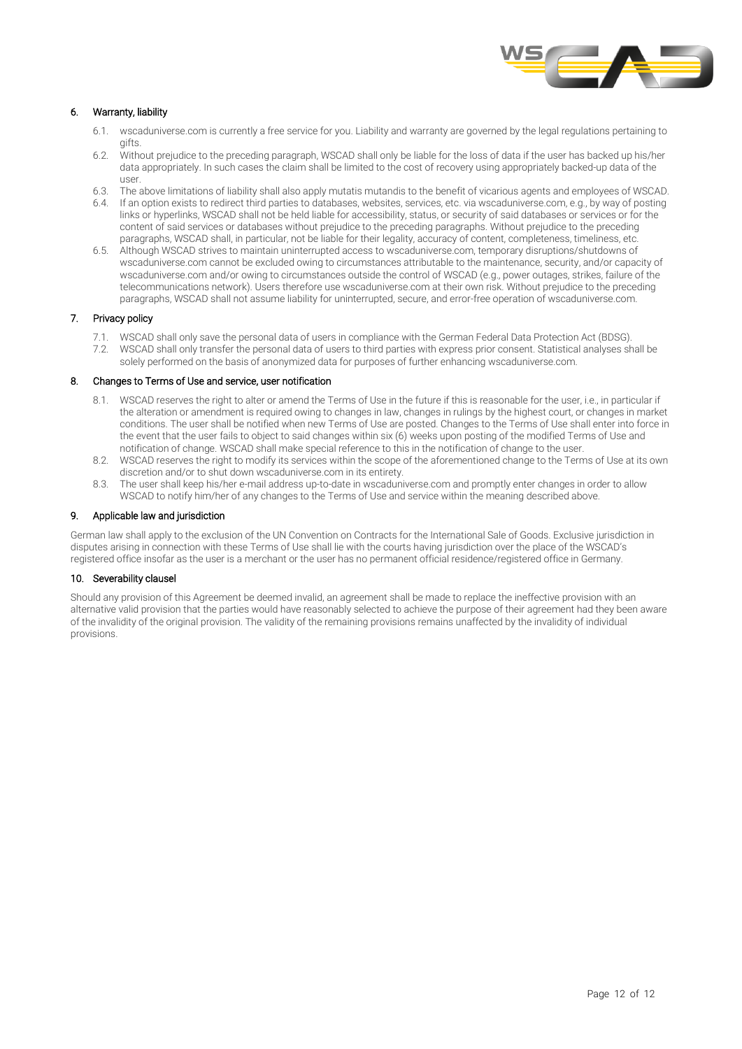## 6. Warranty, liability

6.1. wscaduniverse.com is currently a free service for you. Liability and warranty are governed by the legal regulations pertaining to gifts.

6.2. Without prejudice to the preceding paragraph, WSCAD shall only be liable for the loss of data if the user has backed up his/her data appropriately. In such cases the claim shall be limited to the cost of recovery using appropriately backed-up data of the user.

6.3. The above limitations of liability shall also apply mutatis mutandis to the benefit of vicarious agents and employees of WSCAD.

6.4. If an option exists to redirect third parties to databases, websites, services, etc. via wscaduniverse.com, e.g., by way of posting links or hyperlinks, WSCAD shall not be held liable for accessibility, status, or security of said databases or services or for the content of said services or databases without prejudice to the preceding paragraphs. Without prejudice to the preceding paragraphs, WSCAD shall, in particular, not be liable for their legality, accuracy of content, completeness, timeliness, etc.

6.5. Although WSCAD strives to maintain uninterrupted access to wscaduniverse.com, temporary disruptions/shutdowns of wscaduniverse.com cannot be excluded owing to circumstances attributable to the maintenance, security, and/or capacity of wscaduniverse.com and/or owing to circumstances outside the control of WSCAD (e.g., power outages, strikes, failure of the telecommunications network). Users therefore use wscaduniverse.com at their own risk. Without prejudice to the preceding paragraphs, WSCAD shall not assume liability for uninterrupted, secure, and error-free operation of wscaduniverse.com.

## 7. Privacy policy

7.1. WSCAD shall only save the personal data of users in compliance with the German Federal Data Protection Act (BDSG).

7.2. WSCAD shall only transfer the personal data of users to third parties with express prior consent. Statistical analyses shall be solely performed on the basis of anonymized data for purposes of further enhancing wscaduniverse.com.

## 8. Changes to Terms of Use and service, user notification

8.1. WSCAD reserves the right to alter or amend the Terms of Use in the future if this is reasonable for the user, i.e., in particular if the alteration or amendment is required owing to changes in law, changes in rulings by the highest court, or changes in market conditions. The user shall be notified when new Terms of Use are posted. Changes to the Terms of Use shall enter into force in the event that the user fails to object to said changes within six (6) weeks upon posting of the modified Terms of Use and notification of change. WSCAD shall make special reference to this in the notification of change to the user.

8.2. WSCAD reserves the right to modify its services within the scope of the aforementioned change to the Terms of Use at its own discretion and/or to shut down wscaduniverse.com in its entirety.

8.3. The user shall keep his/her e-mail address up-to-date in wscaduniverse.com and promptly enter changes in order to allow WSCAD to notify him/her of any changes to the Terms of Use and service within the meaning described above.

## 9. Applicable law and jurisdiction

German law shall apply to the exclusion of the UN Convention on Contracts for the International Sale of Goods. Exclusive jurisdiction in disputes arising in connection with these Terms of Use shall lie with the courts having jurisdiction over the place of the WSCAD's registered office insofar as the user is a merchant or the user has no permanent official residence/registered office in Germany.

## 10. Severability clausel

Should any provision of this Agreement be deemed invalid, an agreement shall be made to replace the ineffective provision with an alternative valid provision that the parties would have reasonably selected to achieve the purpose of their agreement had they been aware of the invalidity of the original provision. The validity of the remaining provisions remains unaffected by the invalidity of individual provisions.